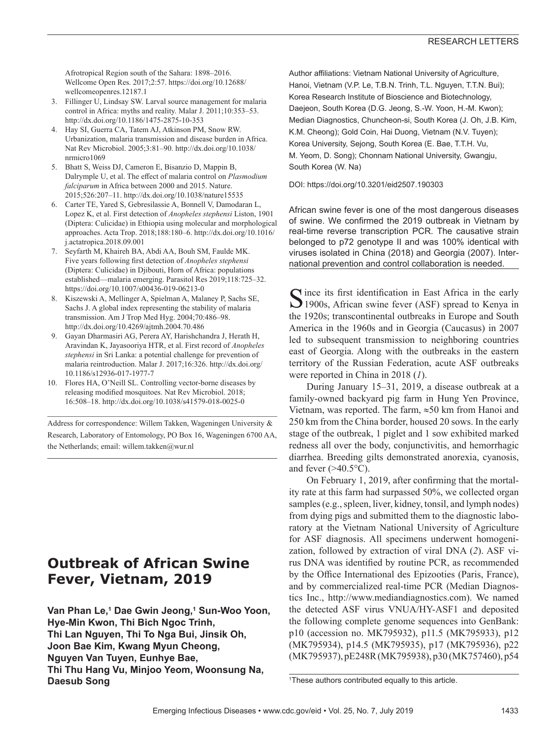Afrotropical Region south of the Sahara: 1898–2016. Wellcome Open Res. 2017;2:57. https://doi.org/10.12688/wellcomeopenres.12187.1

3. Fillinger U, Lindsay SW. Larval source management for malaria control in Africa: myths and reality. Malar J. 2011;10:353–53. http://dx.doi.org/10.1186/1475-2875-10-353
4. Hay SI, Guerra CA, Tatem AJ, Atkinson PM, Snow RW. Urbanization, malaria transmission and disease burden in Africa. Nat Rev Microbiol. 2005;3:81–90. http://dx.doi.org/10.1038/nrmicro1069
5. Bhatt S, Weiss DJ, Cameron E, Bisanzio D, Mappin B, Dalrymple U, et al. The effect of malaria control on *Plasmodium falciparum* in Africa between 2000 and 2015. Nature. 2015;526:207–11. http://dx.doi.org/10.1038/nature15535
6. Carter TE, Yared S, Gebresilassie A, Bonnell V, Damodaran L, Lopez K, et al. First detection of *Anopheles stephensi* Liston, 1901 (Diptera: Culicidae) in Ethiopia using molecular and morphological approaches. Acta Trop. 2018;188:180–6. http://dx.doi.org/10.1016/j.actatropica.2018.09.001
7. Seyfarth M, Khaireh BA, Abdi AA, Bouh SM, Faulde MK. Five years following first detection of *Anopheles stephensi* (Diptera: Culicidae) in Djibouti, Horn of Africa: populations established—malaria emerging. Parasitol Res 2019;118:725–32. https://doi.org/10.1007/s00436-019-06213-0
8. Kiszewski A, Mellinger A, Spielman A, Malaney P, Sachs SE, Sachs J. A global index representing the stability of malaria transmission. Am J Trop Med Hyg. 2004;70:486–98. http://dx.doi.org/10.4269/ajtmh.2004.70.486
9. Gayan Dharmasiri AG, Perera AY, Harishchandra J, Herath H, Aravindan K, Jayasooriya HTR, et al. First record of *Anopheles stephensi* in Sri Lanka: a potential challenge for prevention of malaria reintroduction. Malar J. 2017;16:326. http://dx.doi.org/10.1186/s12936-017-1977-7
10. Flores HA, O'Neill SL. Controlling vector-borne diseases by releasing modified mosquitoes. Nat Rev Microbiol. 2018;16:508–18. http://dx.doi.org/10.1038/s41579-018-0025-0

Address for correspondence: Willem Takken, Wageningen University & Research, Laboratory of Entomology, PO Box 16, Wageningen 6700 AA, the Netherlands; email: willem.takken@wur.nl

# Outbreak of African Swine Fever, Vietnam, 2019

**Van Phan Le,[1] Dae Gwin Jeong,[1] Sun-Woo Yoon, Hye-Min Kwon, Thi Bich Ngoc Trinh, Thi Lan Nguyen, Thi To Nga Bui, Jinsik Oh, Joon Bae Kim, Kwang Myun Cheong, Nguyen Van Tuyen, Eunhye Bae, Thi Thu Hang Vu, Minjoo Yeom, Woonsung Na, Daesub Song**

Author affiliations: Vietnam National University of Agriculture, Hanoi, Vietnam (V.P. Le, T.B.N. Trinh, T.L. Nguyen, T.T.N. Bui); Korea Research Institute of Bioscience and Biotechnology, Daejeon, South Korea (D.G. Jeong, S.-W. Yoon, H.-M. Kwon); Median Diagnostics, Chuncheon-si, South Korea (J. Oh, J.B. Kim, K.M. Cheong); Gold Coin, Hai Duong, Vietnam (N.V. Tuyen); Korea University, Sejong, South Korea (E. Bae, T.T.H. Vu, M. Yeom, D. Song); Chonnam National University, Gwangju, South Korea (W. Na)

DOI: https://doi.org/10.3201/eid2507.190303

African swine fever is one of the most dangerous diseases of swine. We confirmed the 2019 outbreak in Vietnam by real-time reverse transcription PCR. The causative strain belonged to p72 genotype II and was 100% identical with viruses isolated in China (2018) and Georgia (2007). International prevention and control collaboration is needed.

Since its first identification in East Africa in the early 1900s, African swine fever (ASF) spread to Kenya in the 1920s; transcontinental outbreaks in Europe and South America in the 1960s and in Georgia (Caucasus) in 2007 led to subsequent transmission to neighboring countries east of Georgia. Along with the outbreaks in the eastern territory of the Russian Federation, acute ASF outbreaks were reported in China in 2018 (*1*).

During January 15–31, 2019, a disease outbreak at a family-owned backyard pig farm in Hung Yen Province, Vietnam, was reported. The farm, ≈50 km from Hanoi and 250 km from the China border, housed 20 sows. In the early stage of the outbreak, 1 piglet and 1 sow exhibited marked redness all over the body, conjunctivitis, and hemorrhagic diarrhea. Breeding gilts demonstrated anorexia, cyanosis, and fever (>40.5°C).

On February 1, 2019, after confirming that the mortality rate at this farm had surpassed 50%, we collected organ samples (e.g., spleen, liver, kidney, tonsil, and lymph nodes) from dying pigs and submitted them to the diagnostic laboratory at the Vietnam National University of Agriculture for ASF diagnosis. All specimens underwent homogenization, followed by extraction of viral DNA (*2*). ASF virus DNA was identified by routine PCR, as recommended by the Office International des Epizooties (Paris, France), and by commercialized real-time PCR (Median Diagnostics Inc., http://www.mediandiagnostics.com). We named the detected ASF virus VNUA/HY-ASF1 and deposited the following complete genome sequences into GenBank: p10 (accession no. MK795932), p11.5 (MK795933), p12 (MK795934), p14.5 (MK795935), p17 (MK795936), p22 (MK795937), pE248R (MK795938), p30 (MK757460), p54

[1]These authors contributed equally to this article.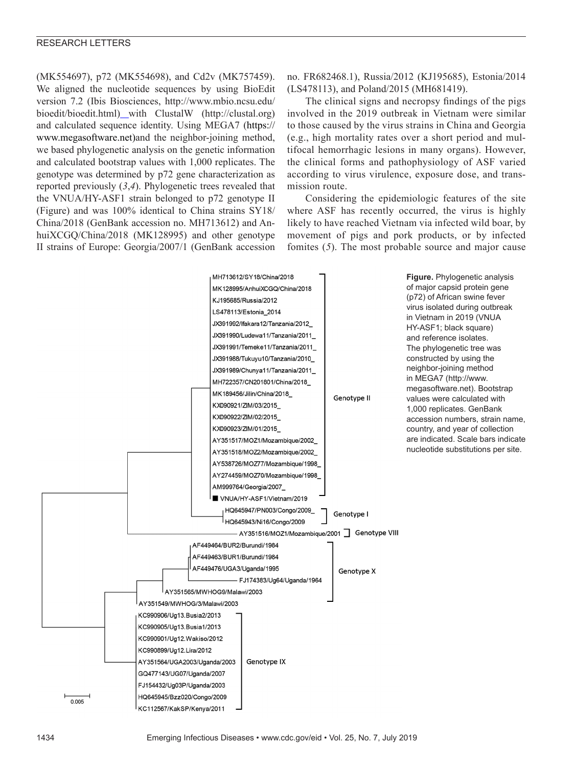(MK554697), p72 (MK554698), and Cd2v (MK757459). We aligned the nucleotide sequences by using BioEdit version 7.2 (Ibis Biosciences, http://www.mbio.ncsu.edu/bioedit/bioedit.html) with ClustalW (http://clustal.org) and calculated sequence identity. Using MEGA7 (https://www.megasoftware.net)and the neighbor-joining method, we based phylogenetic analysis on the genetic information and calculated bootstrap values with 1,000 replicates. The genotype was determined by p72 gene characterization as reported previously (*3*,*4*). Phylogenetic trees revealed that the VNUA/HY-ASF1 strain belonged to p72 genotype II (Figure) and was 100% identical to China strains SY18/China/2018 (GenBank accession no. MH713612) and AnhuiXCGQ/China/2018 (MK128995) and other genotype II strains of Europe: Georgia/2007/1 (GenBank accession no. FR682468.1), Russia/2012 (KJ195685), Estonia/2014 (LS478113), and Poland/2015 (MH681419).

The clinical signs and necropsy findings of the pigs involved in the 2019 outbreak in Vietnam were similar to those caused by the virus strains in China and Georgia (e.g., high mortality rates over a short period and multifocal hemorrhagic lesions in many organs). However, the clinical forms and pathophysiology of ASF varied according to virus virulence, exposure dose, and transmission route.

Considering the epidemiologic features of the site where ASF has recently occurred, the virus is highly likely to have reached Vietnam via infected wild boar, by movement of pigs and pork products, or by infected fomites (*5*). The most probable source and major cause

**Figure.** Phylogenetic analysis of major capsid protein gene (p72) of African swine fever virus isolated during outbreak in Vietnam in 2019 (VNUA HY-ASF1; black square) and reference isolates. The phylogenetic tree was constructed by using the neighbor-joining method in MEGA7 (http://www.megasoftware.net). Bootstrap values were calculated with 1,000 replicates. GenBank accession numbers, strain name, country, and year of collection are indicated. Scale bars indicate nucleotide substitutions per site.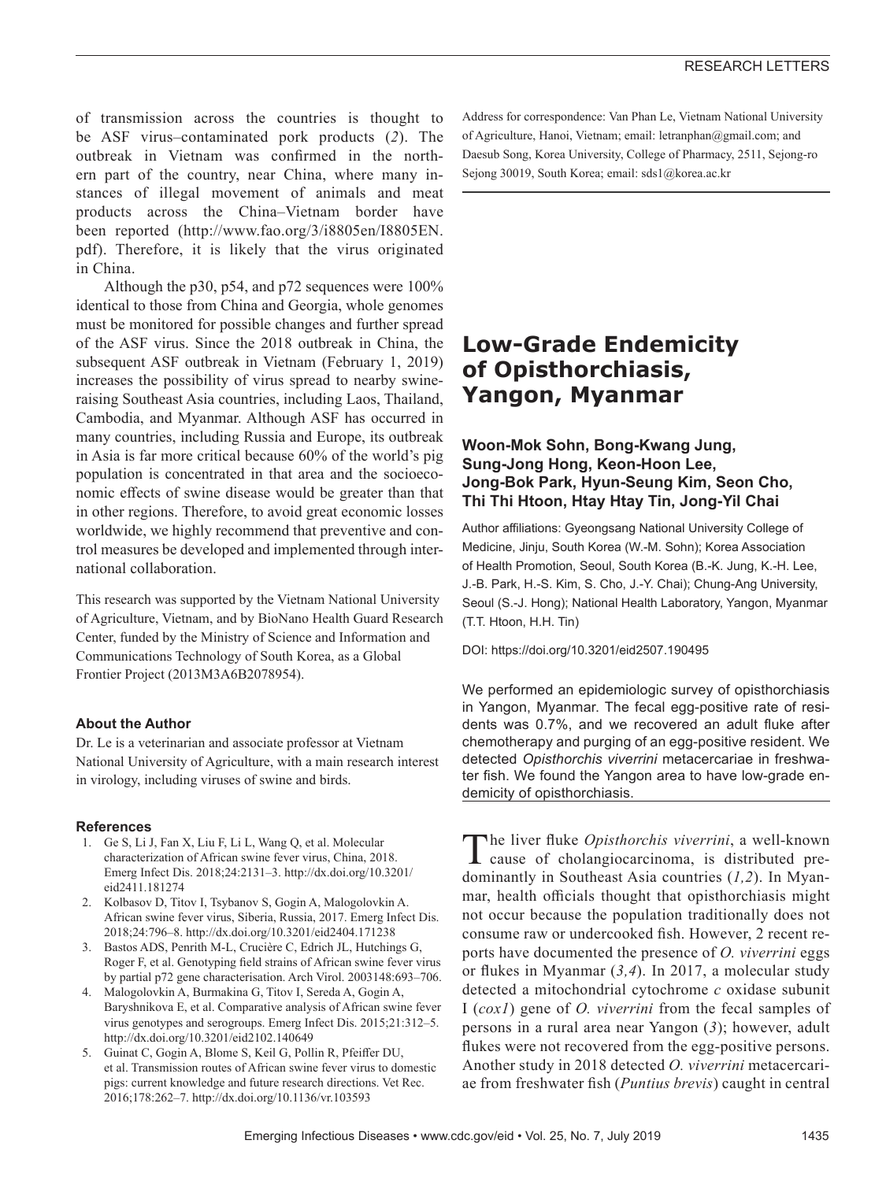of transmission across the countries is thought to be ASF virus–contaminated pork products (*2*). The outbreak in Vietnam was confirmed in the northern part of the country, near China, where many instances of illegal movement of animals and meat products across the China–Vietnam border have been reported (http://www.fao.org/3/i8805en/I8805EN.pdf). Therefore, it is likely that the virus originated in China.

Although the p30, p54, and p72 sequences were 100% identical to those from China and Georgia, whole genomes must be monitored for possible changes and further spread of the ASF virus. Since the 2018 outbreak in China, the subsequent ASF outbreak in Vietnam (February 1, 2019) increases the possibility of virus spread to nearby swine-raising Southeast Asia countries, including Laos, Thailand, Cambodia, and Myanmar. Although ASF has occurred in many countries, including Russia and Europe, its outbreak in Asia is far more critical because 60% of the world's pig population is concentrated in that area and the socioeconomic effects of swine disease would be greater than that in other regions. Therefore, to avoid great economic losses worldwide, we highly recommend that preventive and control measures be developed and implemented through international collaboration.

This research was supported by the Vietnam National University of Agriculture, Vietnam, and by BioNano Health Guard Research Center, funded by the Ministry of Science and Information and Communications Technology of South Korea, as a Global Frontier Project (2013M3A6B2078954).

### About the Author

Dr. Le is a veterinarian and associate professor at Vietnam National University of Agriculture, with a main research interest in virology, including viruses of swine and birds.

### References

1. Ge S, Li J, Fan X, Liu F, Li L, Wang Q, et al. Molecular characterization of African swine fever virus, China, 2018. Emerg Infect Dis. 2018;24:2131–3. http://dx.doi.org/10.3201/eid2411.181274
2. Kolbasov D, Titov I, Tsybanov S, Gogin A, Malogolovkin A. African swine fever virus, Siberia, Russia, 2017. Emerg Infect Dis. 2018;24:796–8. http://dx.doi.org/10.3201/eid2404.171238
3. Bastos ADS, Penrith M-L, Crucière C, Edrich JL, Hutchings G, Roger F, et al. Genotyping field strains of African swine fever virus by partial p72 gene characterisation. Arch Virol. 2003148:693–706.
4. Malogolovkin A, Burmakina G, Titov I, Sereda A, Gogin A, Baryshnikova E, et al. Comparative analysis of African swine fever virus genotypes and serogroups. Emerg Infect Dis. 2015;21:312–5. http://dx.doi.org/10.3201/eid2102.140649
5. Guinat C, Gogin A, Blome S, Keil G, Pollin R, Pfeiffer DU, et al. Transmission routes of African swine fever virus to domestic pigs: current knowledge and future research directions. Vet Rec. 2016;178:262–7. http://dx.doi.org/10.1136/vr.103593

Address for correspondence: Van Phan Le, Vietnam National University of Agriculture, Hanoi, Vietnam; email: letranphan@gmail.com; and Daesub Song, Korea University, College of Pharmacy, 2511, Sejong-ro Sejong 30019, South Korea; email: sds1@korea.ac.kr

# Low-Grade Endemicity of Opisthorchiasis, Yangon, Myanmar

**Woon-Mok Sohn, Bong-Kwang Jung, Sung-Jong Hong, Keon-Hoon Lee, Jong-Bok Park, Hyun-Seung Kim, Seon Cho, Thi Thi Htoon, Htay Htay Tin, Jong-Yil Chai**

Author affiliations: Gyeongsang National University College of Medicine, Jinju, South Korea (W.-M. Sohn); Korea Association of Health Promotion, Seoul, South Korea (B.-K. Jung, K.-H. Lee, J.-B. Park, H.-S. Kim, S. Cho, J.-Y. Chai); Chung-Ang University, Seoul (S.-J. Hong); National Health Laboratory, Yangon, Myanmar (T.T. Htoon, H.H. Tin)

DOI: https://doi.org/10.3201/eid2507.190495

We performed an epidemiologic survey of opisthorchiasis in Yangon, Myanmar. The fecal egg-positive rate of residents was 0.7%, and we recovered an adult fluke after chemotherapy and purging of an egg-positive resident. We detected *Opisthorchis viverrini* metacercariae in freshwater fish. We found the Yangon area to have low-grade endemicity of opisthorchiasis.

The liver fluke *Opisthorchis viverrini*, a well-known cause of cholangiocarcinoma, is distributed predominantly in Southeast Asia countries (*1,2*). In Myanmar, health officials thought that opisthorchiasis might not occur because the population traditionally does not consume raw or undercooked fish. However, 2 recent reports have documented the presence of *O. viverrini* eggs or flukes in Myanmar (*3,4*). In 2017, a molecular study detected a mitochondrial cytochrome *c* oxidase subunit I (*cox1*) gene of *O. viverrini* from the fecal samples of persons in a rural area near Yangon (*3*); however, adult flukes were not recovered from the egg-positive persons. Another study in 2018 detected *O. viverrini* metacercariae from freshwater fish (*Puntius brevis*) caught in central